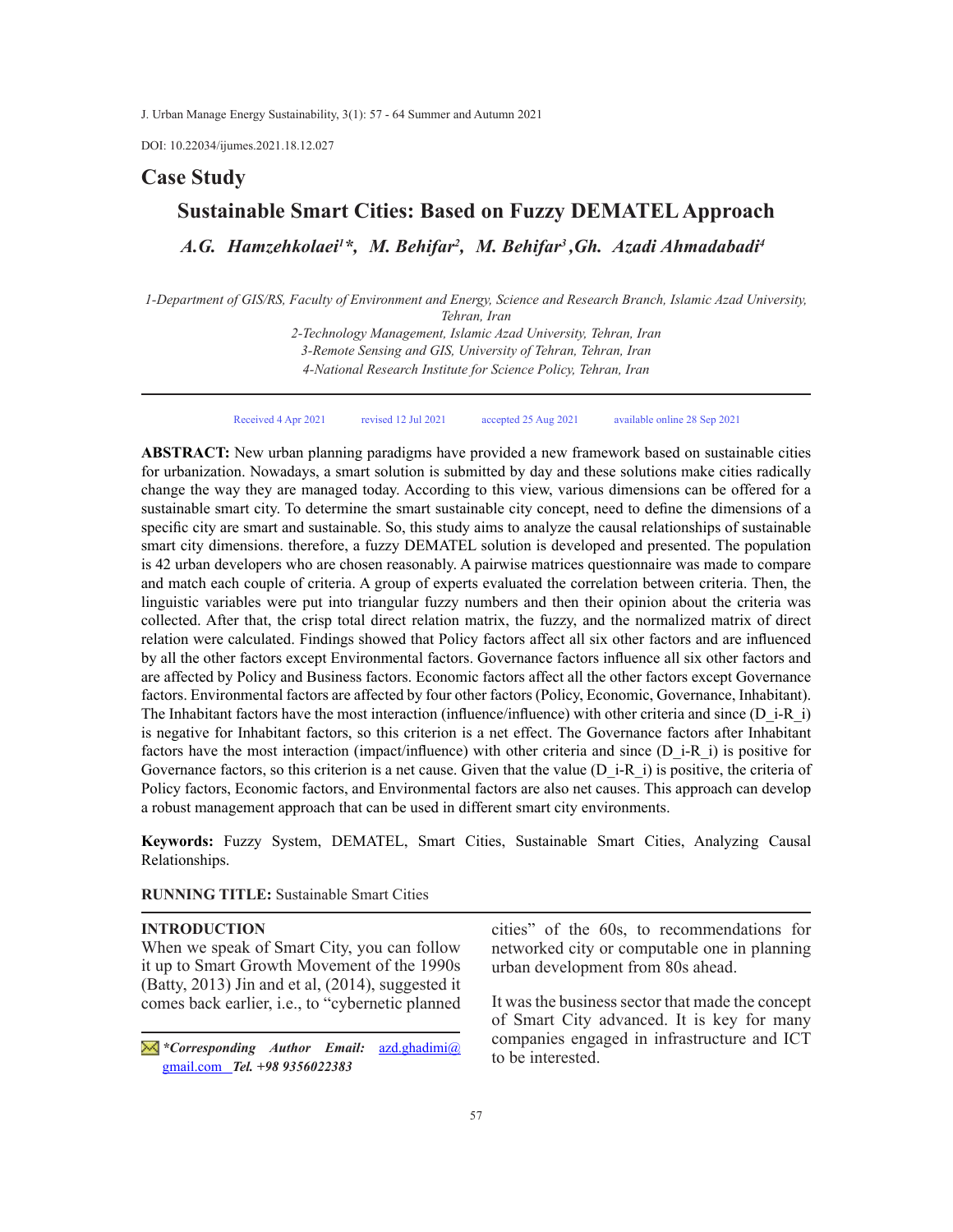DOI: 10.22034/ijumes.2021.18.12.027

## Case Study

# Sustainable Smart Cities: Based on Fuzzy DEMATEL Approach

***A.G. Hamzehkolaei[1]\*, M. Behifar[2], M. Behifar[3], Gh. Azadi Ahmadabadi[4]***

*1-Department of GIS/RS, Faculty of Environment and Energy, Science and Research Branch, Islamic Azad University, Tehran, Iran*
*2-Technology Management, Islamic Azad University, Tehran, Iran*
*3-Remote Sensing and GIS, University of Tehran, Tehran, Iran*
*4-National Research Institute for Science Policy, Tehran, Iran*

Received 4 Apr 2021 revised 12 Jul 2021 accepted 25 Aug 2021 available online 28 Sep 2021

**ABSTRACT:** New urban planning paradigms have provided a new framework based on sustainable cities for urbanization. Nowadays, a smart solution is submitted by day and these solutions make cities radically change the way they are managed today. According to this view, various dimensions can be offered for a sustainable smart city. To determine the smart sustainable city concept, need to define the dimensions of a specific city are smart and sustainable. So, this study aims to analyze the causal relationships of sustainable smart city dimensions. therefore, a fuzzy DEMATEL solution is developed and presented. The population is 42 urban developers who are chosen reasonably. A pairwise matrices questionnaire was made to compare and match each couple of criteria. A group of experts evaluated the correlation between criteria. Then, the linguistic variables were put into triangular fuzzy numbers and then their opinion about the criteria was collected. After that, the crisp total direct relation matrix, the fuzzy, and the normalized matrix of direct relation were calculated. Findings showed that Policy factors affect all six other factors and are influenced by all the other factors except Environmental factors. Governance factors influence all six other factors and are affected by Policy and Business factors. Economic factors affect all the other factors except Governance factors. Environmental factors are affected by four other factors (Policy, Economic, Governance, Inhabitant). The Inhabitant factors have the most interaction (influence/influence) with other criteria and since (D_i-R_i) is negative for Inhabitant factors, so this criterion is a net effect. The Governance factors after Inhabitant factors have the most interaction (impact/influence) with other criteria and since (D_i-R_i) is positive for Governance factors, so this criterion is a net cause. Given that the value (D_i-R_i) is positive, the criteria of Policy factors, Economic factors, and Environmental factors are also net causes. This approach can develop a robust management approach that can be used in different smart city environments.

**Keywords:** Fuzzy System, DEMATEL, Smart Cities, Sustainable Smart Cities, Analyzing Causal Relationships.

**RUNNING TITLE:** Sustainable Smart Cities

## INTRODUCTION

When we speak of Smart City, you can follow it up to Smart Growth Movement of the 1990s (Batty, 2013) Jin and et al, (2014), suggested it comes back earlier, i.e., to "cybernetic planned cities" of the 60s, to recommendations for networked city or computable one in planning urban development from 80s ahead.

It was the business sector that made the concept of Smart City advanced. It is key for many companies engaged in infrastructure and ICT to be interested.

***\*Corresponding Author Email:** azd.ghadimi@gmail.com **Tel. +98 9356022383***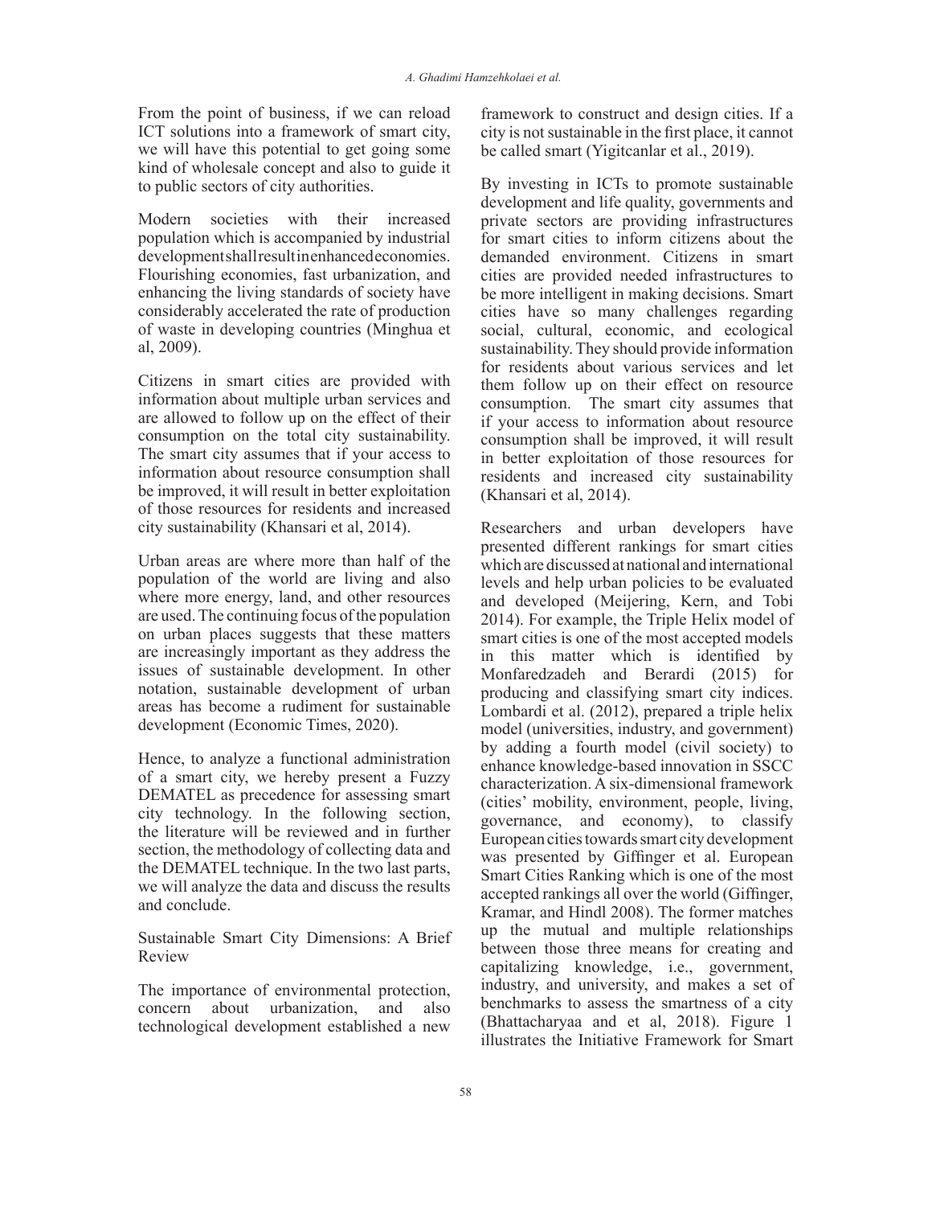From the point of business, if we can reload ICT solutions into a framework of smart city, we will have this potential to get going some kind of wholesale concept and also to guide it to public sectors of city authorities.

Modern societies with their increased population which is accompanied by industrial development shall result in enhanced economies. Flourishing economies, fast urbanization, and enhancing the living standards of society have considerably accelerated the rate of production of waste in developing countries (Minghua et al, 2009).

Citizens in smart cities are provided with information about multiple urban services and are allowed to follow up on the effect of their consumption on the total city sustainability. The smart city assumes that if your access to information about resource consumption shall be improved, it will result in better exploitation of those resources for residents and increased city sustainability (Khansari et al, 2014).

Urban areas are where more than half of the population of the world are living and also where more energy, land, and other resources are used. The continuing focus of the population on urban places suggests that these matters are increasingly important as they address the issues of sustainable development. In other notation, sustainable development of urban areas has become a rudiment for sustainable development (Economic Times, 2020).

Hence, to analyze a functional administration of a smart city, we hereby present a Fuzzy DEMATEL as precedence for assessing smart city technology. In the following section, the literature will be reviewed and in further section, the methodology of collecting data and the DEMATEL technique. In the two last parts, we will analyze the data and discuss the results and conclude.

## Sustainable Smart City Dimensions: A Brief Review

The importance of environmental protection, concern about urbanization, and also technological development established a new framework to construct and design cities. If a city is not sustainable in the first place, it cannot be called smart (Yigitcanlar et al., 2019).

By investing in ICTs to promote sustainable development and life quality, governments and private sectors are providing infrastructures for smart cities to inform citizens about the demanded environment. Citizens in smart cities are provided needed infrastructures to be more intelligent in making decisions. Smart cities have so many challenges regarding social, cultural, economic, and ecological sustainability. They should provide information for residents about various services and let them follow up on their effect on resource consumption. The smart city assumes that if your access to information about resource consumption shall be improved, it will result in better exploitation of those resources for residents and increased city sustainability (Khansari et al, 2014).

Researchers and urban developers have presented different rankings for smart cities which are discussed at national and international levels and help urban policies to be evaluated and developed (Meijering, Kern, and Tobi 2014). For example, the Triple Helix model of smart cities is one of the most accepted models in this matter which is identified by Monfaredzadeh and Berardi (2015) for producing and classifying smart city indices. Lombardi et al. (2012), prepared a triple helix model (universities, industry, and government) by adding a fourth model (civil society) to enhance knowledge-based innovation in SSCC characterization. A six-dimensional framework (cities' mobility, environment, people, living, governance, and economy), to classify European cities towards smart city development was presented by Giffinger et al. European Smart Cities Ranking which is one of the most accepted rankings all over the world (Giffinger, Kramar, and Hindl 2008). The former matches up the mutual and multiple relationships between those three means for creating and capitalizing knowledge, i.e., government, industry, and university, and makes a set of benchmarks to assess the smartness of a city (Bhattacharyaa and et al, 2018). Figure 1 illustrates the Initiative Framework for Smart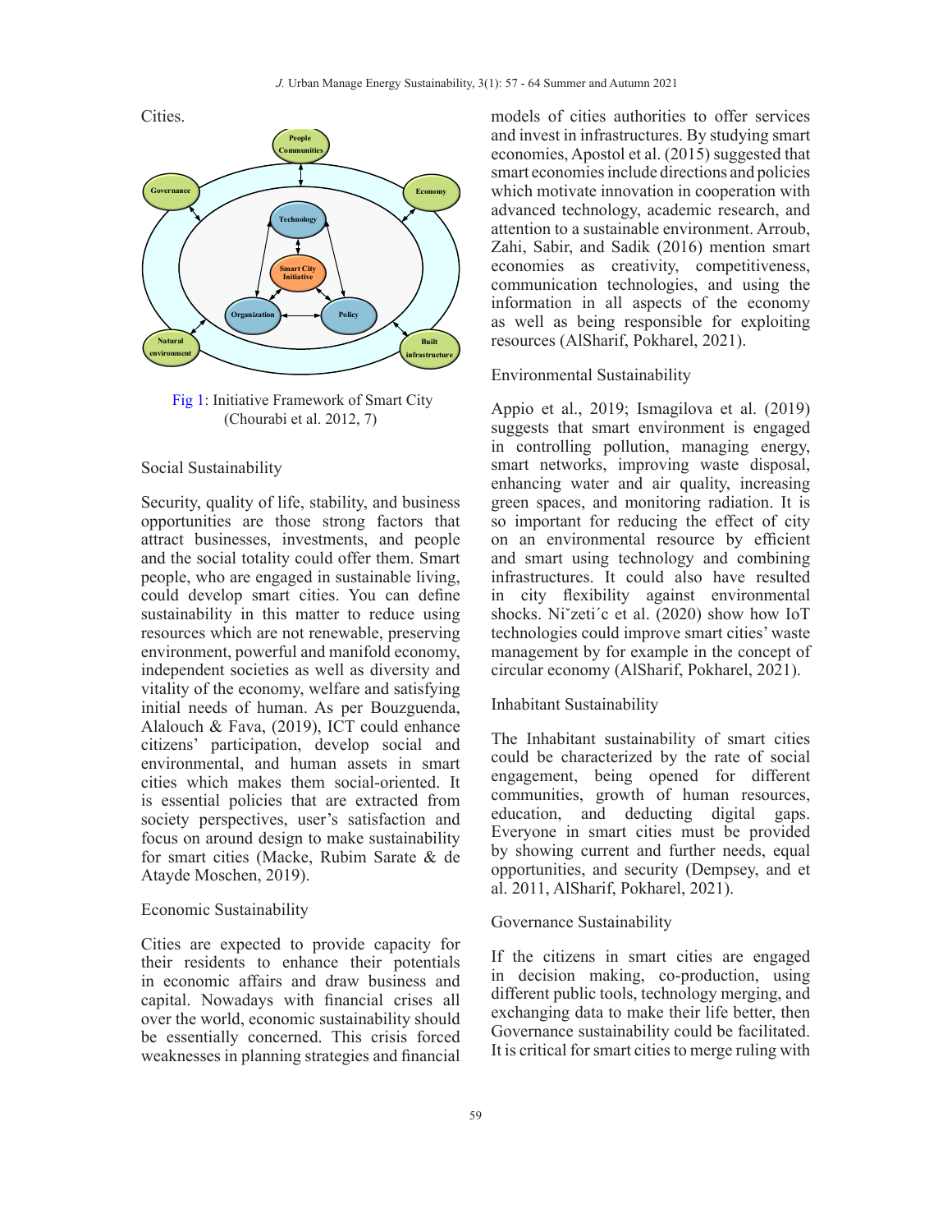Cities.

Fig 1: Initiative Framework of Smart City (Chourabi et al. 2012, 7)

Social Sustainability

Security, quality of life, stability, and business opportunities are those strong factors that attract businesses, investments, and people and the social totality could offer them. Smart people, who are engaged in sustainable living, could develop smart cities. You can define sustainability in this matter to reduce using resources which are not renewable, preserving environment, powerful and manifold economy, independent societies as well as diversity and vitality of the economy, welfare and satisfying initial needs of human. As per Bouzguenda, Alalouch & Fava, (2019), ICT could enhance citizens' participation, develop social and environmental, and human assets in smart cities which makes them social-oriented. It is essential policies that are extracted from society perspectives, user's satisfaction and focus on around design to make sustainability for smart cities (Macke, Rubim Sarate & de Atayde Moschen, 2019).

Economic Sustainability

Cities are expected to provide capacity for their residents to enhance their potentials in economic affairs and draw business and capital. Nowadays with financial crises all over the world, economic sustainability should be essentially concerned. This crisis forced weaknesses in planning strategies and financial models of cities authorities to offer services and invest in infrastructures. By studying smart economies, Apostol et al. (2015) suggested that smart economies include directions and policies which motivate innovation in cooperation with advanced technology, academic research, and attention to a sustainable environment. Arroub, Zahi, Sabir, and Sadik (2016) mention smart economies as creativity, competitiveness, communication technologies, and using the information in all aspects of the economy as well as being responsible for exploiting resources (AlSharif, Pokharel, 2021).

Environmental Sustainability

Appio et al., 2019; Ismagilova et al. (2019) suggests that smart environment is engaged in controlling pollution, managing energy, smart networks, improving waste disposal, enhancing water and air quality, increasing green spaces, and monitoring radiation. It is so important for reducing the effect of city on an environmental resource by efficient and smart using technology and combining infrastructures. It could also have resulted in city flexibility against environmental shocks. Nižetić et al (2020) show how IoT technologies could improve smart cities' waste management by for example in the concept of circular economy (AlSharif, Pokharel, 2021).

Inhabitant Sustainability

The Inhabitant sustainability of smart cities could be characterized by the rate of social engagement, being opened for different communities, growth of human resources, education, and deducting digital gaps. Everyone in smart cities must be provided by showing current and further needs, equal opportunities, and security (Dempsey, and et al. 2011, AlSharif, Pokharel, 2021).

Governance Sustainability

If the citizens in smart cities are engaged in decision making, co-production, using different public tools, technology merging, and exchanging data to make their life better, then Governance sustainability could be facilitated. It is critical for smart cities to merge ruling with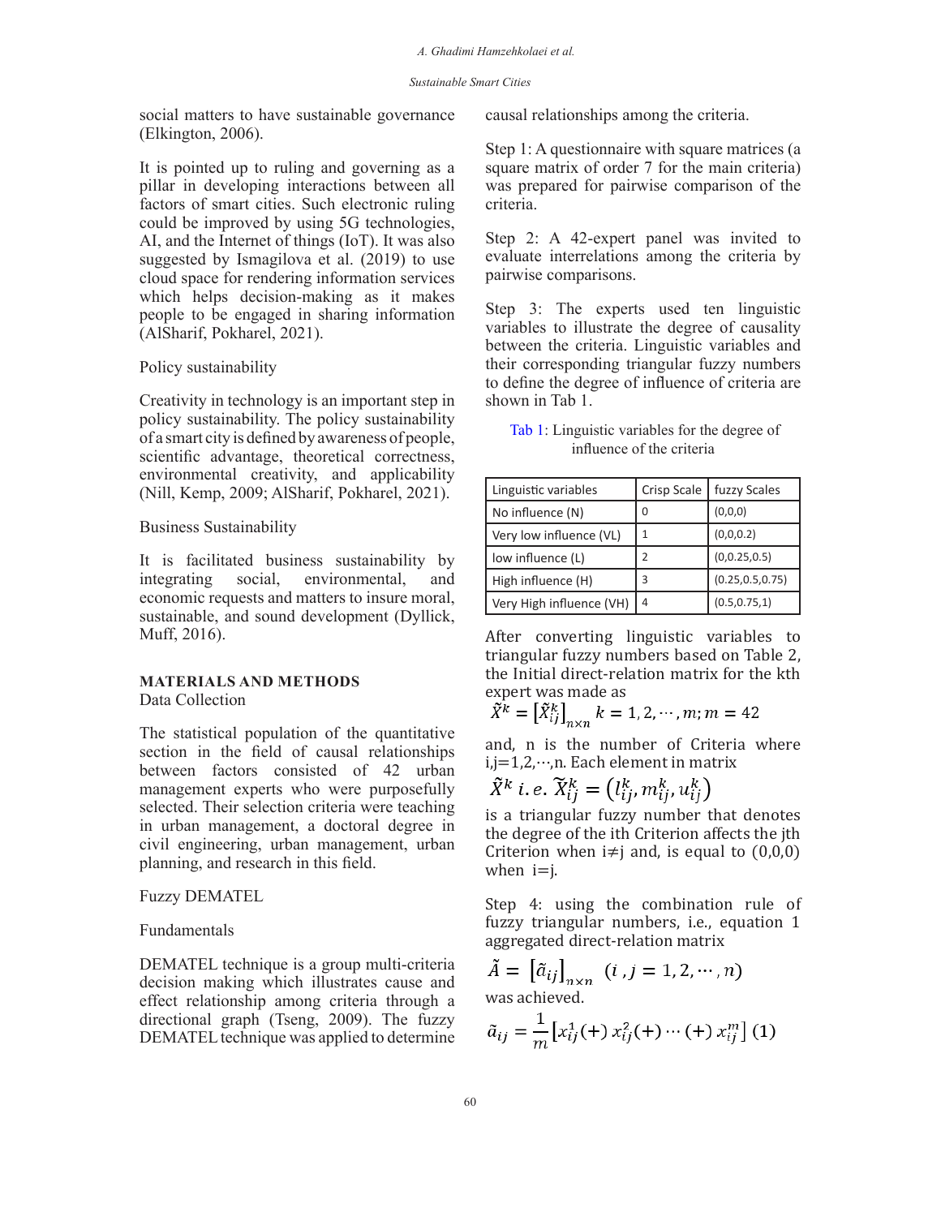social matters to have sustainable governance (Elkington, 2006).

It is pointed up to ruling and governing as a pillar in developing interactions between all factors of smart cities. Such electronic ruling could be improved by using 5G technologies, AI, and the Internet of things (IoT). It was also suggested by Ismagilova et al. (2019) to use cloud space for rendering information services which helps decision-making as it makes people to be engaged in sharing information (AlSharif, Pokharel, 2021).

Policy sustainability

Creativity in technology is an important step in policy sustainability. The policy sustainability of a smart city is defined by awareness of people, scientific advantage, theoretical correctness, environmental creativity, and applicability (Nill, Kemp, 2009; AlSharif, Pokharel, 2021).

Business Sustainability

It is facilitated business sustainability by integrating social, environmental, and economic requests and matters to insure moral, sustainable, and sound development (Dyllick, Muff, 2016).

## MATERIALS AND METHODS

### Data Collection

The statistical population of the quantitative section in the field of causal relationships between factors consisted of 42 urban management experts who were purposefully selected. Their selection criteria were teaching in urban management, a doctoral degree in civil engineering, urban management, urban planning, and research in this field.

### Fuzzy DEMATEL

Fundamentals

DEMATEL technique is a group multi-criteria decision making which illustrates cause and effect relationship among criteria through a directional graph (Tseng, 2009). The fuzzy DEMATEL technique was applied to determine causal relationships among the criteria.

Step 1: A questionnaire with square matrices (a square matrix of order 7 for the main criteria) was prepared for pairwise comparison of the criteria.

Step 2: A 42-expert panel was invited to evaluate interrelations among the criteria by pairwise comparisons.

Step 3: The experts used ten linguistic variables to illustrate the degree of causality between the criteria. Linguistic variables and their corresponding triangular fuzzy numbers to define the degree of influence of criteria are shown in Tab 1.

Tab 1: Linguistic variables for the degree of influence of the criteria

| Linguistic variables | Crisp Scale | fuzzy Scales |
|---|---|---|
| No influence (N) | 0 | (0,0,0) |
| Very low influence (VL) | 1 | (0,0,0.2) |
| low influence (L) | 2 | (0,0.25,0.5) |
| High influence (H) | 3 | (0.25,0.5,0.75) |
| Very High influence (VH) | 4 | (0.5,0.75,1) |

After converting linguistic variables to triangular fuzzy numbers based on Table 2, the Initial direct-relation matrix for the kth expert was made as

$$\tilde{X}^k = \left[\tilde{X}^k_{ij}\right]_{n\times n} \; k = 1, 2, \cdots, m; m = 42$$

and, n is the number of Criteria where i,j=1,2,⋯,n. Each element in matrix

$$\tilde{X}^k \; i.e. \; \tilde{X}^k_{ij} = \left(l^k_{ij}, m^k_{ij}, u^k_{ij}\right)$$

is a triangular fuzzy number that denotes the degree of the ith Criterion affects the jth Criterion when i≠j and, is equal to (0,0,0) when i=j.

Step 4: using the combination rule of fuzzy triangular numbers, i.e., equation 1 aggregated direct-relation matrix

$$\tilde{A} = \left[\tilde{a}_{ij}\right]_{n\times n} \; (i, j = 1, 2, \cdots, n)$$

was achieved.

$$\tilde{a}_{ij} = \frac{1}{m}\left[x^1_{ij}(+)\, x^2_{ij}(+) \cdots (+)\, x^m_{ij}\right] \; (1)$$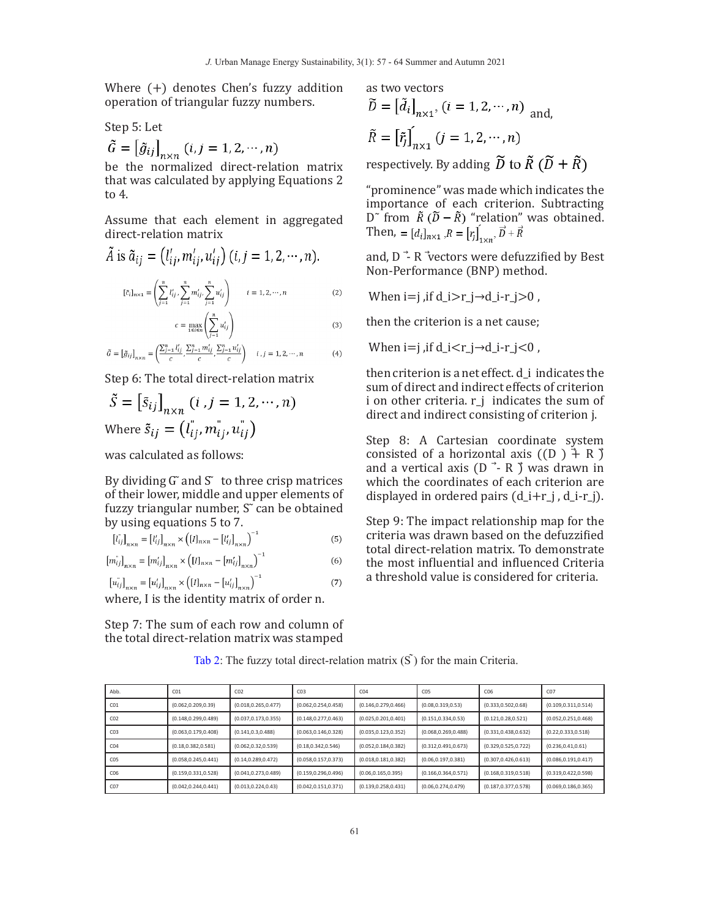Where (+) denotes Chen's fuzzy addition operation of triangular fuzzy numbers.

Step 5: Let

$\tilde{G} = [\tilde{g}_{ij}]_{n\times n}\ (i, j = 1, 2, \cdots, n)$

be the normalized direct-relation matrix that was calculated by applying Equations 2 to 4.

Assume that each element in aggregated direct-relation matrix

$\tilde{A}$ is $\tilde{a}_{ij} = (l'_{ij}, m'_{ij}, u'_{ij})\ (i, j = 1, 2, \cdots, n)$.

$$[\tilde{c}_i]_{n\times 1} = \left(\sum_{j=1}^{n} l'_{ij}, \sum_{j=1}^{n} m'_{ij}, \sum_{j=1}^{n} u'_{ij}\right) \qquad i = 1, 2, \cdots, n \tag{2}$$

$$c = \max_{1\le i\le n}\left(\sum_{j=1}^{n} u'_{ij}\right) \tag{3}$$

$$\tilde{G} = [\tilde{g}_{ij}]_{n\times n} = \left(\frac{\sum_{j=1}^{n} l'_{ij}}{c}, \frac{\sum_{j=1}^{n} m'_{ij}}{c}, \frac{\sum_{j=1}^{n} u'_{ij}}{c}\right) \quad i, j = 1, 2, \cdots, n \tag{4}$$

Step 6: The total direct-relation matrix

$\tilde{S} = [\tilde{s}_{ij}]_{n\times n}\ (i, j = 1, 2, \cdots, n)$

Where $\tilde{s}_{ij} = (l''_{ij}, m''_{ij}, u''_{ij})$

was calculated as follows:

By dividing $\tilde{G}$ and $\tilde{S}$ to three crisp matrices of their lower, middle and upper elements of fuzzy triangular number, $\tilde{S}$ can be obtained by using equations 5 to 7.

$$[l''_{ij}]_{n\times n} = [l'_{ij}]_{n\times n} \times \left([I]_{n\times n} - [l'_{ij}]_{n\times n}\right)^{-1} \tag{5}$$

$$[m''_{ij}]_{n\times n} = [m'_{ij}]_{n\times n} \times \left([I]_{n\times n} - [m'_{ij}]_{n\times n}\right)^{-1} \tag{6}$$

$$[u''_{ij}]_{n\times n} = [u'_{ij}]_{n\times n} \times \left([I]_{n\times n} - [u'_{ij}]_{n\times n}\right)^{-1} \tag{7}$$

where, I is the identity matrix of order n.

Step 7: The sum of each row and column of the total direct-relation matrix was stamped as two vectors

$\tilde{D} = [\tilde{d}_i]_{n\times 1},\ (i = 1, 2, \cdots, n)$ and,

$\tilde{R} = [\tilde{r}_j]'_{n\times 1}\ (j = 1, 2, \cdots, n)$

respectively. By adding $\tilde{D}$ to $\tilde{R}$ $(\tilde{D} + \tilde{R})$ "prominence" was made which indicates the importance of each criterion. Subtracting $\tilde{D}$ from $\tilde{R}$ $(\tilde{D} - \tilde{R})$ "relation" was obtained. Then, $= [d_i]_{n\times 1}$, $R = [r_j]'_{1\times n}$, $\vec{D} + \vec{R}$

and, $\vec{D} - \vec{R}$ vectors were defuzzified by Best Non-Performance (BNP) method.

When i=j, if $d_i > r_j \rightarrow d_i - r_j > 0$,

then the criterion is a net cause;

When i=j, if $d_i < r_j \rightarrow d_i - r_j < 0$,

then criterion is a net effect. $d_i$ indicates the sum of direct and indirect effects of criterion i on other criteria. $r_j$ indicates the sum of direct and indirect consisting of criterion j.

Step 8: A Cartesian coordinate system consisted of a horizontal axis $(\vec{D} + \vec{R})$ and a vertical axis $(\vec{D} - \vec{R})$ was drawn in which the coordinates of each criterion are displayed in ordered pairs $(d_i + r_j, d_i - r_j)$.

Step 9: The impact relationship map for the criteria was drawn based on the defuzzified total direct-relation matrix. To demonstrate the most influential and influenced Criteria a threshold value is considered for criteria.

Tab 2: The fuzzy total direct-relation matrix ($\tilde{S}$) for the main Criteria.

| Abb. | C01 | C02 | C03 | C04 | C05 | C06 | C07 |
|---|---|---|---|---|---|---|---|
| C01 | (0.062,0.209,0.39) | (0.018,0.265,0.477) | (0.062,0.254,0.458) | (0.146,0.279,0.466) | (0.08,0.319,0.53) | (0.333,0.502,0.68) | (0.109,0.311,0.514) |
| C02 | (0.148,0.299,0.489) | (0.037,0.173,0.355) | (0.148,0.277,0.463) | (0.025,0.201,0.401) | (0.151,0.334,0.53) | (0.121,0.28,0.521) | (0.052,0.251,0.468) |
| C03 | (0.063,0.179,0.408) | (0.141,0.3,0.488) | (0.063,0.146,0.328) | (0.035,0.123,0.352) | (0.068,0.269,0.488) | (0.331,0.438,0.632) | (0.22,0.333,0.518) |
| C04 | (0.18,0.382,0.581) | (0.062,0.32,0.539) | (0.18,0.342,0.546) | (0.052,0.184,0.382) | (0.312,0.491,0.673) | (0.329,0.525,0.722) | (0.236,0.41,0.61) |
| C05 | (0.058,0.245,0.441) | (0.14,0.289,0.472) | (0.058,0.157,0.373) | (0.018,0.181,0.382) | (0.06,0.197,0.381) | (0.307,0.426,0.613) | (0.086,0.191,0.417) |
| C06 | (0.159,0.331,0.528) | (0.041,0.273,0.489) | (0.159,0.296,0.496) | (0.06,0.165,0.395) | (0.166,0.364,0.571) | (0.168,0.319,0.518) | (0.319,0.422,0.598) |
| C07 | (0.042,0.244,0.441) | (0.013,0.224,0.43) | (0.042,0.151,0.371) | (0.139,0.258,0.431) | (0.06,0.274,0.479) | (0.187,0.377,0.578) | (0.069,0.186,0.365) |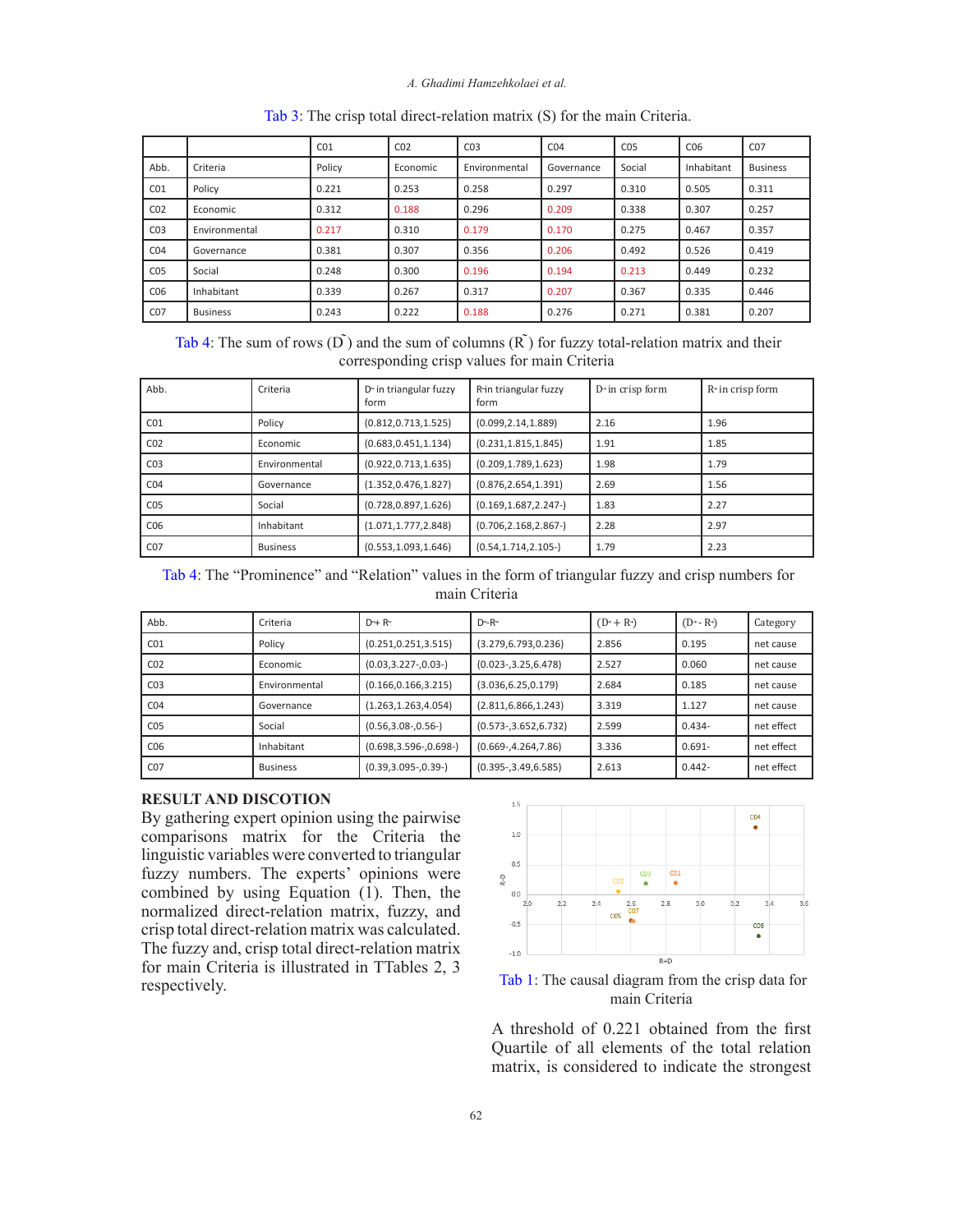Tab 3: The crisp total direct-relation matrix (S) for the main Criteria.

| | | C01 | C02 | C03 | C04 | C05 | C06 | C07 |
|---|---|---|---|---|---|---|---|---|
| Abb. | Criteria | Policy | Economic | Environmental | Governance | Social | Inhabitant | Business |
| C01 | Policy | 0.221 | 0.253 | 0.258 | 0.297 | 0.310 | 0.505 | 0.311 |
| C02 | Economic | 0.312 | 0.188 | 0.296 | 0.209 | 0.338 | 0.307 | 0.257 |
| C03 | Environmental | 0.217 | 0.310 | 0.179 | 0.170 | 0.275 | 0.467 | 0.357 |
| C04 | Governance | 0.381 | 0.307 | 0.356 | 0.206 | 0.492 | 0.526 | 0.419 |
| C05 | Social | 0.248 | 0.300 | 0.196 | 0.194 | 0.213 | 0.449 | 0.232 |
| C06 | Inhabitant | 0.339 | 0.267 | 0.317 | 0.207 | 0.367 | 0.335 | 0.446 |
| C07 | Business | 0.243 | 0.222 | 0.188 | 0.276 | 0.271 | 0.381 | 0.207 |

Tab 4: The sum of rows ($\tilde{D}$) and the sum of columns ($\tilde{R}$) for fuzzy total-relation matrix and their corresponding crisp values for main Criteria

| Abb. | Criteria | $D^{\sim}$ in triangular fuzzy form | $R^{\sim}$ in triangular fuzzy form | $D^{+}$ in crisp form | $R^{+}$ in crisp form |
|---|---|---|---|---|---|
| C01 | Policy | (0.812,0.713,1.525) | (0.099,2.14,1.889) | 2.16 | 1.96 |
| C02 | Economic | (0.683,0.451,1.134) | (0.231,1.815,1.845) | 1.91 | 1.85 |
| C03 | Environmental | (0.922,0.713,1.635) | (0.209,1.789,1.623) | 1.98 | 1.79 |
| C04 | Governance | (1.352,0.476,1.827) | (0.876,2.654,1.391) | 2.69 | 1.56 |
| C05 | Social | (0.728,0.897,1.626) | (0.169,1.687,2.247-) | 1.83 | 2.27 |
| C06 | Inhabitant | (1.071,1.777,2.848) | (0.706,2.168,2.867-) | 2.28 | 2.97 |
| C07 | Business | (0.553,1.093,1.646) | (0.54,1.714,2.105-) | 1.79 | 2.23 |

Tab 4: The “Prominence” and “Relation” values in the form of triangular fuzzy and crisp numbers for main Criteria

| Abb. | Criteria | $D^{\sim}+R^{\sim}$ | $D^{\sim}-R^{\sim}$ | $(D^{+}+R^{+})$ | $(D^{+}-R^{+})$ | Category |
|---|---|---|---|---|---|---|
| C01 | Policy | (0.251,0.251,3.515) | (3.279,6.793,0.236) | 2.856 | 0.195 | net cause |
| C02 | Economic | (0.03,3.227-,0.03-) | (0.023-,3.25,6.478) | 2.527 | 0.060 | net cause |
| C03 | Environmental | (0.166,0.166,3.215) | (3.036,6.25,0.179) | 2.684 | 0.185 | net cause |
| C04 | Governance | (1.263,1.263,4.054) | (2.811,6.866,1.243) | 3.319 | 1.127 | net cause |
| C05 | Social | (0.56,3.08-,0.56-) | (0.573-,3.652,6.732) | 2.599 | 0.434- | net effect |
| C06 | Inhabitant | (0.698,3.596-,0.698-) | (0.669-,4.264,7.86) | 3.336 | 0.691- | net effect |
| C07 | Business | (0.39,3.095-,0.39-) | (0.395-,3.49,6.585) | 2.613 | 0.442- | net effect |

## RESULT AND DISCOTION

By gathering expert opinion using the pairwise comparisons matrix for the Criteria the linguistic variables were converted to triangular fuzzy numbers. The experts' opinions were combined by using Equation (1). Then, the normalized direct-relation matrix, fuzzy, and crisp total direct-relation matrix was calculated. The fuzzy and, crisp total direct-relation matrix for main Criteria is illustrated in TTables 2, 3 respectively.

Tab 1: The causal diagram from the crisp data for main Criteria

A threshold of 0.221 obtained from the first Quartile of all elements of the total relation matrix, is considered to indicate the strongest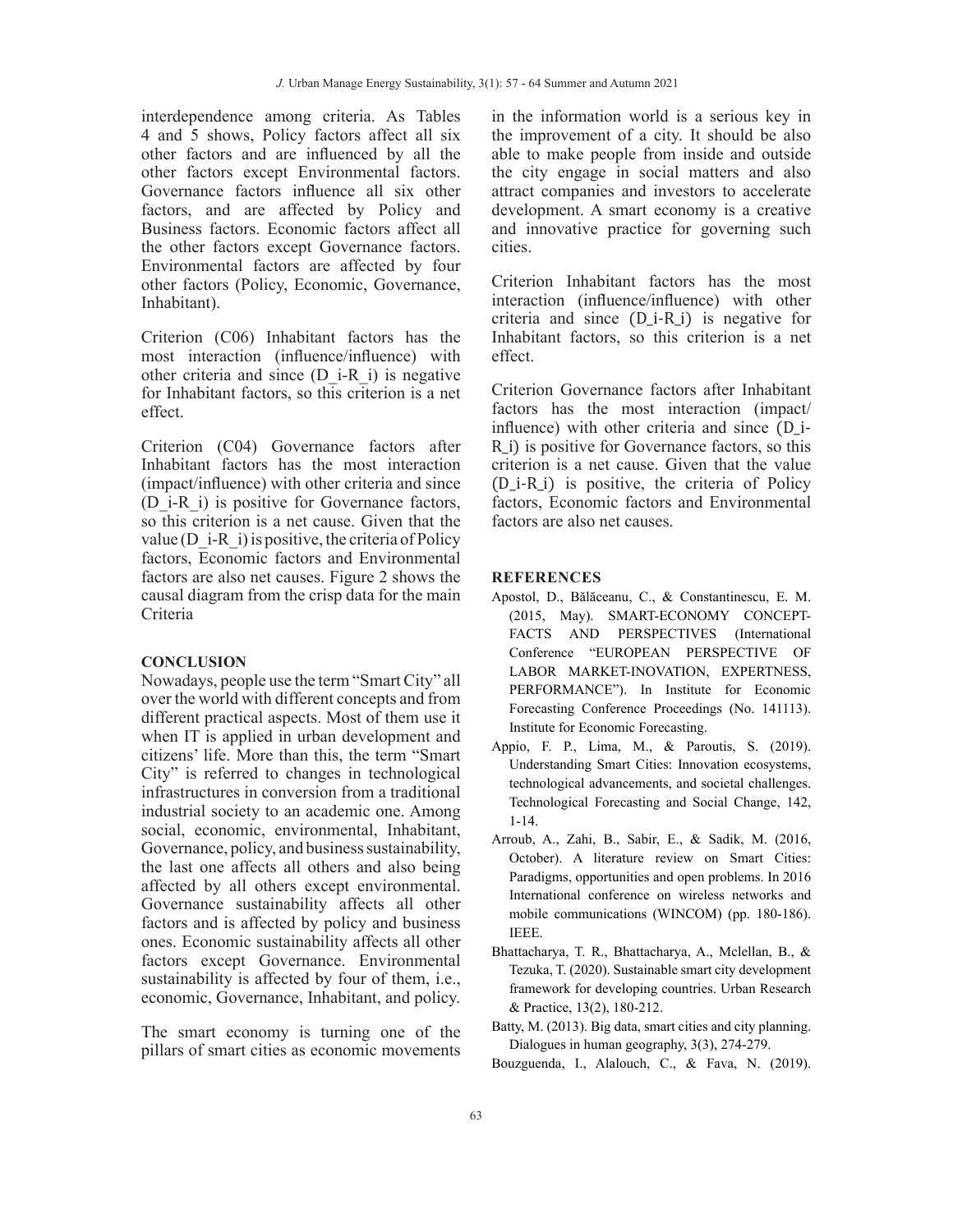interdependence among criteria. As Tables 4 and 5 shows, Policy factors affect all six other factors and are influenced by all the other factors except Environmental factors. Governance factors influence all six other factors, and are affected by Policy and Business factors. Economic factors affect all the other factors except Governance factors. Environmental factors are affected by four other factors (Policy, Economic, Governance, Inhabitant).

Criterion (C06) Inhabitant factors has the most interaction (influence/influence) with other criteria and since $(D_i-R_i)$ is negative for Inhabitant factors, so this criterion is a net effect.

Criterion (C04) Governance factors after Inhabitant factors has the most interaction (impact/influence) with other criteria and since $(D_i-R_i)$ is positive for Governance factors, so this criterion is a net cause. Given that the value $(D_i-R_i)$ is positive, the criteria of Policy factors, Economic factors and Environmental factors are also net causes. Figure 2 shows the causal diagram from the crisp data for the main Criteria

## CONCLUSION

Nowadays, people use the term "Smart City" all over the world with different concepts and from different practical aspects. Most of them use it when IT is applied in urban development and citizens' life. More than this, the term "Smart City" is referred to changes in technological infrastructures in conversion from a traditional industrial society to an academic one. Among social, economic, environmental, Inhabitant, Governance, policy, and business sustainability, the last one affects all others and also being affected by all others except environmental. Governance sustainability affects all other factors and is affected by policy and business ones. Economic sustainability affects all other factors except Governance. Environmental sustainability is affected by four of them, i.e., economic, Governance, Inhabitant, and policy.

The smart economy is turning one of the pillars of smart cities as economic movements in the information world is a serious key in the improvement of a city. It should be also able to make people from inside and outside the city engage in social matters and also attract companies and investors to accelerate development. A smart economy is a creative and innovative practice for governing such cities.

Criterion Inhabitant factors has the most interaction (influence/influence) with other criteria and since $(D_i-R_i)$ is negative for Inhabitant factors, so this criterion is a net effect.

Criterion Governance factors after Inhabitant factors has the most interaction (impact/influence) with other criteria and since $(D_i-R_i)$ is positive for Governance factors, so this criterion is a net cause. Given that the value $(D_i-R_i)$ is positive, the criteria of Policy factors, Economic factors and Environmental factors are also net causes.

## REFERENCES

Apostol, D., Bălăceanu, C., & Constantinescu, E. M. (2015, May). SMART-ECONOMY CONCEPT-FACTS AND PERSPECTIVES (International Conference "EUROPEAN PERSPECTIVE OF LABOR MARKET-INOVATION, EXPERTNESS, PERFORMANCE"). In Institute for Economic Forecasting Conference Proceedings (No. 141113). Institute for Economic Forecasting.

Appio, F. P., Lima, M., & Paroutis, S. (2019). Understanding Smart Cities: Innovation ecosystems, technological advancements, and societal challenges. Technological Forecasting and Social Change, 142, 1-14.

Arroub, A., Zahi, B., Sabir, E., & Sadik, M. (2016, October). A literature review on Smart Cities: Paradigms, opportunities and open problems. In 2016 International conference on wireless networks and mobile communications (WINCOM) (pp. 180-186). IEEE.

Bhattacharya, T. R., Bhattacharya, A., Mclellan, B., & Tezuka, T. (2020). Sustainable smart city development framework for developing countries. Urban Research & Practice, 13(2), 180-212.

Batty, M. (2013). Big data, smart cities and city planning. Dialogues in human geography, 3(3), 274-279.

Bouzguenda, I., Alalouch, C., & Fava, N. (2019).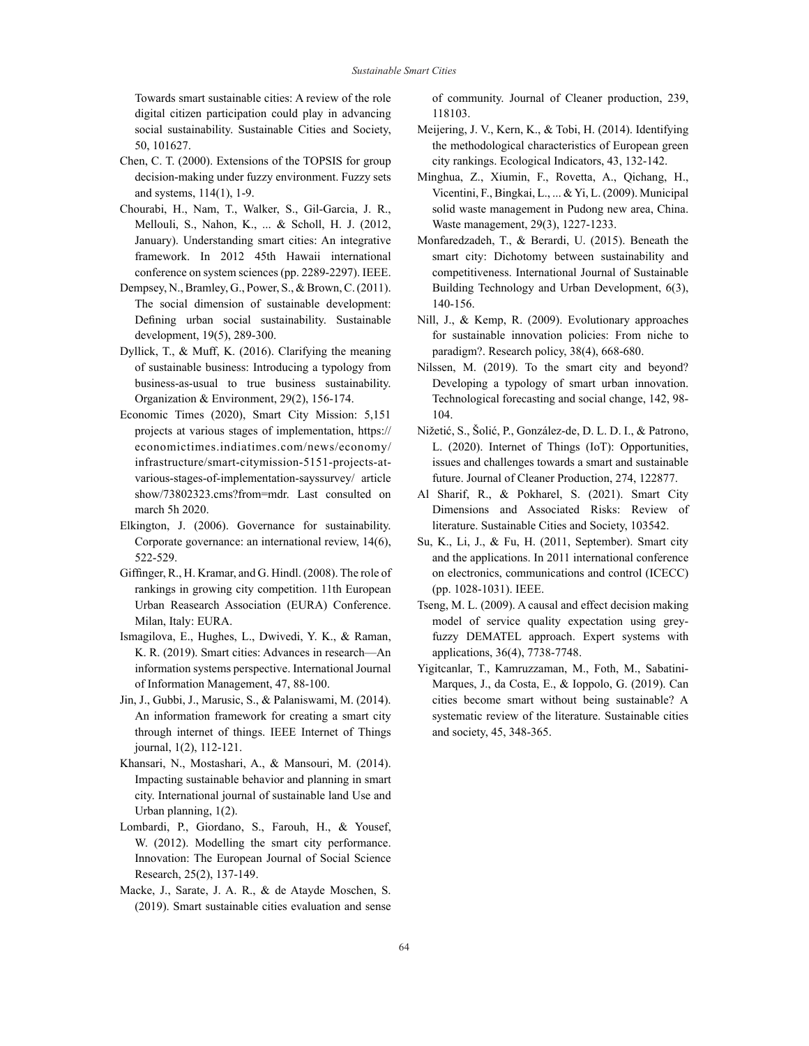Towards smart sustainable cities: A review of the role digital citizen participation could play in advancing social sustainability. Sustainable Cities and Society, 50, 101627.

Chen, C. T. (2000). Extensions of the TOPSIS for group decision-making under fuzzy environment. Fuzzy sets and systems, 114(1), 1-9.

Chourabi, H., Nam, T., Walker, S., Gil-Garcia, J. R., Mellouli, S., Nahon, K., ... & Scholl, H. J. (2012, January). Understanding smart cities: An integrative framework. In 2012 45th Hawaii international conference on system sciences (pp. 2289-2297). IEEE.

Dempsey, N., Bramley, G., Power, S., & Brown, C. (2011). The social dimension of sustainable development: Defining urban social sustainability. Sustainable development, 19(5), 289-300.

Dyllick, T., & Muff, K. (2016). Clarifying the meaning of sustainable business: Introducing a typology from business-as-usual to true business sustainability. Organization & Environment, 29(2), 156-174.

Economic Times (2020), Smart City Mission: 5,151 projects at various stages of implementation, https://economictimes.indiatimes.com/news/economy/infrastructure/smart-citymission-5151-projects-at-various-stages-of-implementation-sayssurvey/ article show/73802323.cms?from=mdr. Last consulted on march 5h 2020.

Elkington, J. (2006). Governance for sustainability. Corporate governance: an international review, 14(6), 522-529.

Giffinger, R., H. Kramar, and G. Hindl. (2008). The role of rankings in growing city competition. 11th European Urban Reasearch Association (EURA) Conference. Milan, Italy: EURA.

Ismagilova, E., Hughes, L., Dwivedi, Y. K., & Raman, K. R. (2019). Smart cities: Advances in research—An information systems perspective. International Journal of Information Management, 47, 88-100.

Jin, J., Gubbi, J., Marusic, S., & Palaniswami, M. (2014). An information framework for creating a smart city through internet of things. IEEE Internet of Things journal, 1(2), 112-121.

Khansari, N., Mostashari, A., & Mansouri, M. (2014). Impacting sustainable behavior and planning in smart city. International journal of sustainable land Use and Urban planning, 1(2).

Lombardi, P., Giordano, S., Farouh, H., & Yousef, W. (2012). Modelling the smart city performance. Innovation: The European Journal of Social Science Research, 25(2), 137-149.

Macke, J., Sarate, J. A. R., & de Atayde Moschen, S. (2019). Smart sustainable cities evaluation and sense of community. Journal of Cleaner production, 239, 118103.

Meijering, J. V., Kern, K., & Tobi, H. (2014). Identifying the methodological characteristics of European green city rankings. Ecological Indicators, 43, 132-142.

Minghua, Z., Xiumin, F., Rovetta, A., Qichang, H., Vicentini, F., Bingkai, L., ... & Yi, L. (2009). Municipal solid waste management in Pudong new area, China. Waste management, 29(3), 1227-1233.

Monfaredzadeh, T., & Berardi, U. (2015). Beneath the smart city: Dichotomy between sustainability and competitiveness. International Journal of Sustainable Building Technology and Urban Development, 6(3), 140-156.

Nill, J., & Kemp, R. (2009). Evolutionary approaches for sustainable innovation policies: From niche to paradigm?. Research policy, 38(4), 668-680.

Nilssen, M. (2019). To the smart city and beyond? Developing a typology of smart urban innovation. Technological forecasting and social change, 142, 98-104.

Nižetić, S., Šolić, P., González-de, D. L. D. I., & Patrono, L. (2020). Internet of Things (IoT): Opportunities, issues and challenges towards a smart and sustainable future. Journal of Cleaner Production, 274, 122877.

Al Sharif, R., & Pokharel, S. (2021). Smart City Dimensions and Associated Risks: Review of literature. Sustainable Cities and Society, 103542.

Su, K., Li, J., & Fu, H. (2011, September). Smart city and the applications. In 2011 international conference on electronics, communications and control (ICECC) (pp. 1028-1031). IEEE.

Tseng, M. L. (2009). A causal and effect decision making model of service quality expectation using grey-fuzzy DEMATEL approach. Expert systems with applications, 36(4), 7738-7748.

Yigitcanlar, T., Kamruzzaman, M., Foth, M., Sabatini-Marques, J., da Costa, E., & Ioppolo, G. (2019). Can cities become smart without being sustainable? A systematic review of the literature. Sustainable cities and society, 45, 348-365.